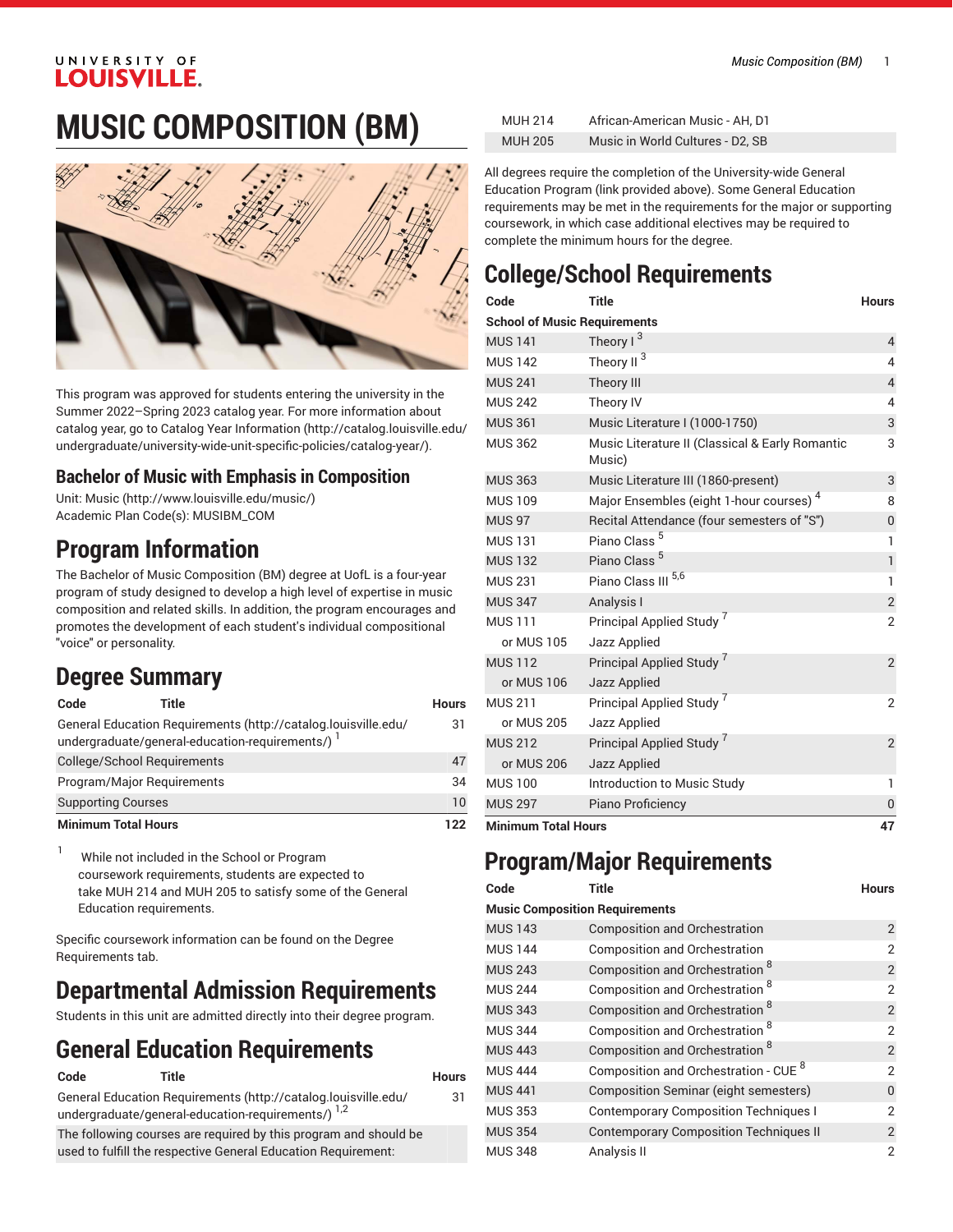# MUSIC COMPOSITION (BM)

This program was approved for students entering the university in the Summer 2022–Spring 2023 catalog year. For more information about catalog year, go to Catalog Year Information (http://catalog.louisville.edu/undergraduate/university-wide-unit-specific-policies/catalog-year/).

### Bachelor of Music with Emphasis in Composition

Unit: Music (http://www.louisville.edu/music/)
Academic Plan Code(s): MUSIBM_COM

## Program Information

The Bachelor of Music Composition (BM) degree at UofL is a four-year program of study designed to develop a high level of expertise in music composition and related skills. In addition, the program encourages and promotes the development of each student's individual compositional "voice" or personality.

## Degree Summary

| Code | Title | Hours |
|---|---|---|
| General Education Requirements (http://catalog.louisville.edu/undergraduate/general-education-requirements/) [1] | | 31 |
| College/School Requirements | | 47 |
| Program/Major Requirements | | 34 |
| Supporting Courses | | 10 |
| **Minimum Total Hours** | | **122** |

1. While not included in the School or Program coursework requirements, students are expected to take MUH 214 and MUH 205 to satisfy some of the General Education requirements.

Specific coursework information can be found on the Degree Requirements tab.

## Departmental Admission Requirements

Students in this unit are admitted directly into their degree program.

## General Education Requirements

| Code | Title | Hours |
|---|---|---|
| General Education Requirements (http://catalog.louisville.edu/undergraduate/general-education-requirements/) [1,2] | | 31 |
| The following courses are required by this program and should be used to fulfill the respective General Education Requirement: | | |
| MUH 214 | African-American Music - AH, D1 | |
| MUH 205 | Music in World Cultures - D2, SB | |

All degrees require the completion of the University-wide General Education Program (link provided above). Some General Education requirements may be met in the requirements for the major or supporting coursework, in which case additional electives may be required to complete the minimum hours for the degree.

## College/School Requirements

| Code | Title | Hours |
|---|---|---|
| **School of Music Requirements** | | |
| MUS 141 | Theory I [3] | 4 |
| MUS 142 | Theory II [3] | 4 |
| MUS 241 | Theory III | 4 |
| MUS 242 | Theory IV | 4 |
| MUS 361 | Music Literature I (1000-1750) | 3 |
| MUS 362 | Music Literature II (Classical & Early Romantic Music) | 3 |
| MUS 363 | Music Literature III (1860-present) | 3 |
| MUS 109 | Major Ensembles (eight 1-hour courses) [4] | 8 |
| MUS 97 | Recital Attendance (four semesters of "S") | 0 |
| MUS 131 | Piano Class [5] | 1 |
| MUS 132 | Piano Class [5] | 1 |
| MUS 231 | Piano Class III [5,6] | 1 |
| MUS 347 | Analysis I | 2 |
| MUS 111 | Principal Applied Study [7] | 2 |
| or MUS 105 | Jazz Applied | |
| MUS 112 | Principal Applied Study [7] | 2 |
| or MUS 106 | Jazz Applied | |
| MUS 211 | Principal Applied Study [7] | 2 |
| or MUS 205 | Jazz Applied | |
| MUS 212 | Principal Applied Study [7] | 2 |
| or MUS 206 | Jazz Applied | |
| MUS 100 | Introduction to Music Study | 1 |
| MUS 297 | Piano Proficiency | 0 |
| **Minimum Total Hours** | | **47** |

## Program/Major Requirements

| Code | Title | Hours |
|---|---|---|
| **Music Composition Requirements** | | |
| MUS 143 | Composition and Orchestration | 2 |
| MUS 144 | Composition and Orchestration | 2 |
| MUS 243 | Composition and Orchestration [8] | 2 |
| MUS 244 | Composition and Orchestration [8] | 2 |
| MUS 343 | Composition and Orchestration [8] | 2 |
| MUS 344 | Composition and Orchestration [8] | 2 |
| MUS 443 | Composition and Orchestration [8] | 2 |
| MUS 444 | Composition and Orchestration - CUE [8] | 2 |
| MUS 441 | Composition Seminar (eight semesters) | 0 |
| MUS 353 | Contemporary Composition Techniques I | 2 |
| MUS 354 | Contemporary Composition Techniques II | 2 |
| MUS 348 | Analysis II | 2 |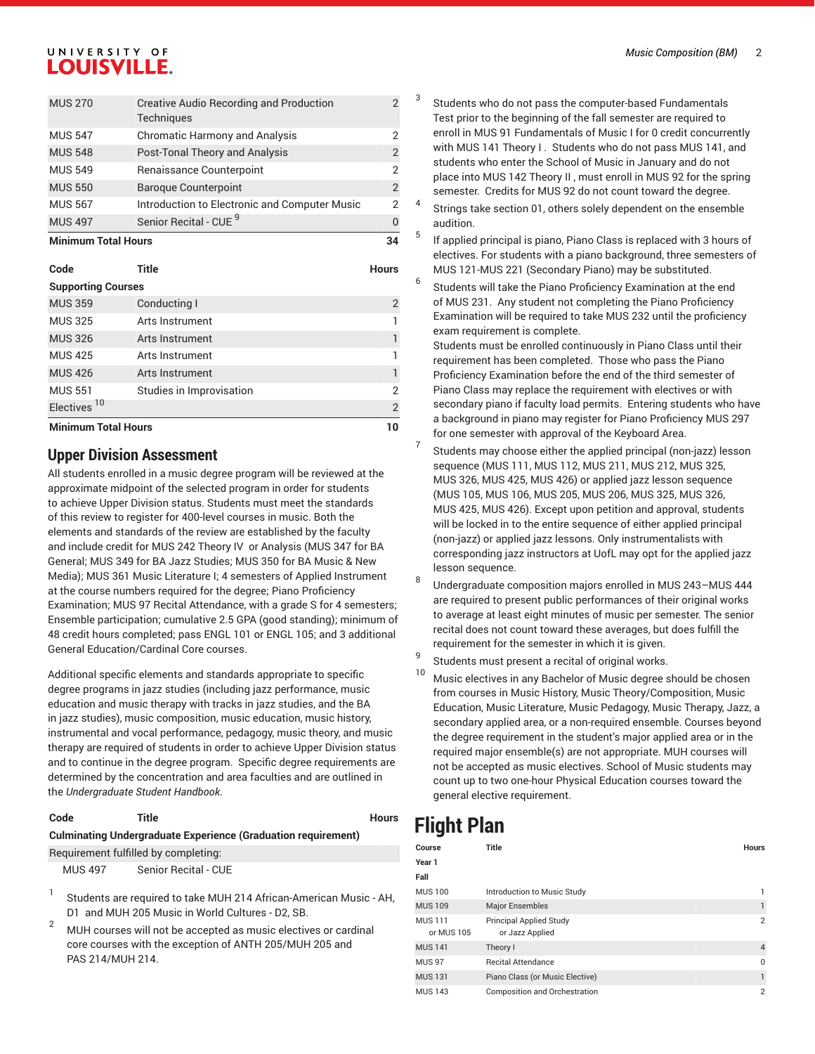| | | |
|---|---|---|
| MUS 270 | Creative Audio Recording and Production Techniques | 2 |
| MUS 547 | Chromatic Harmony and Analysis | 2 |
| MUS 548 | Post-Tonal Theory and Analysis | 2 |
| MUS 549 | Renaissance Counterpoint | 2 |
| MUS 550 | Baroque Counterpoint | 2 |
| MUS 567 | Introduction to Electronic and Computer Music | 2 |
| MUS 497 | Senior Recital - CUE [9] | 0 |
| **Minimum Total Hours** | | **34** |

| Code | Title | Hours |
|---|---|---|
| **Supporting Courses** | | |
| MUS 359 | Conducting I | 2 |
| MUS 325 | Arts Instrument | 1 |
| MUS 326 | Arts Instrument | 1 |
| MUS 425 | Arts Instrument | 1 |
| MUS 426 | Arts Instrument | 1 |
| MUS 551 | Studies in Improvisation | 2 |
| Electives [10] | | 2 |
| **Minimum Total Hours** | | **10** |

## Upper Division Assessment

All students enrolled in a music degree program will be reviewed at the approximate midpoint of the selected program in order for students to achieve Upper Division status. Students must meet the standards of this review to register for 400-level courses in music. Both the elements and standards of the review are established by the faculty and include credit for MUS 242 Theory IV or Analysis (MUS 347 for BA General; MUS 349 for BA Jazz Studies; MUS 350 for BA Music & New Media); MUS 361 Music Literature I; 4 semesters of Applied Instrument at the course numbers required for the degree; Piano Proficiency Examination; MUS 97 Recital Attendance, with a grade S for 4 semesters; Ensemble participation; cumulative 2.5 GPA (good standing); minimum of 48 credit hours completed; pass ENGL 101 or ENGL 105; and 3 additional General Education/Cardinal Core courses.

Additional specific elements and standards appropriate to specific degree programs in jazz studies (including jazz performance, music education and music therapy with tracks in jazz studies, and the BA in jazz studies), music composition, music education, music history, instrumental and vocal performance, pedagogy, music theory, and music therapy are required of students in order to achieve Upper Division status and to continue in the degree program. Specific degree requirements are determined by the concentration and area faculties and are outlined in the *Undergraduate Student Handbook*.

| Code | Title | Hours |
|---|---|---|
| **Culminating Undergraduate Experience (Graduation requirement)** | | |
| Requirement fulfilled by completing: | | |
| MUS 497 | Senior Recital - CUE | |

1. Students are required to take MUH 214 African-American Music - AH, D1 and MUH 205 Music in World Cultures - D2, SB.
2. MUH courses will not be accepted as music electives or cardinal core courses with the exception of ANTH 205/MUH 205 and PAS 214/MUH 214.
3. Students who do not pass the computer-based Fundamentals Test prior to the beginning of the fall semester are required to enroll in MUS 91 Fundamentals of Music I for 0 credit concurrently with MUS 141 Theory I . Students who do not pass MUS 141, and students who enter the School of Music in January and do not place into MUS 142 Theory II , must enroll in MUS 92 for the spring semester. Credits for MUS 92 do not count toward the degree.
4. Strings take section 01, others solely dependent on the ensemble audition.
5. If applied principal is piano, Piano Class is replaced with 3 hours of electives. For students with a piano background, three semesters of MUS 121-MUS 221 (Secondary Piano) may be substituted.
6. Students will take the Piano Proficiency Examination at the end of MUS 231. Any student not completing the Piano Proficiency Examination will be required to take MUS 232 until the proficiency exam requirement is complete.
   Students must be enrolled continuously in Piano Class until their requirement has been completed. Those who pass the Piano Proficiency Examination before the end of the third semester of Piano Class may replace the requirement with electives or with secondary piano if faculty load permits. Entering students who have a background in piano may register for Piano Proficiency MUS 297 for one semester with approval of the Keyboard Area.
7. Students may choose either the applied principal (non-jazz) lesson sequence (MUS 111, MUS 112, MUS 211, MUS 212, MUS 325, MUS 326, MUS 425, MUS 426) or applied jazz lesson sequence (MUS 105, MUS 106, MUS 205, MUS 206, MUS 325, MUS 326, MUS 425, MUS 426). Except upon petition and approval, students will be locked in to the entire sequence of either applied principal (non-jazz) or applied jazz lessons. Only instrumentalists with corresponding jazz instructors at UofL may opt for the applied jazz lesson sequence.
8. Undergraduate composition majors enrolled in MUS 243–MUS 444 are required to present public performances of their original works to average at least eight minutes of music per semester. The senior recital does not count toward these averages, but does fulfill the requirement for the semester in which it is given.
9. Students must present a recital of original works.
10. Music electives in any Bachelor of Music degree should be chosen from courses in Music History, Music Theory/Composition, Music Education, Music Literature, Music Pedagogy, Music Therapy, Jazz, a secondary applied area, or a non-required ensemble. Courses beyond the degree requirement in the student's major applied area or in the required major ensemble(s) are not appropriate. MUH courses will not be accepted as music electives. School of Music students may count up to two one-hour Physical Education courses toward the general elective requirement.

# Flight Plan

| Course | Title | Hours |
|---|---|---|
| **Year 1** | | |
| **Fall** | | |
| MUS 100 | Introduction to Music Study | 1 |
| MUS 109 | Major Ensembles | 1 |
| MUS 111<br>or MUS 105 | Principal Applied Study<br>or Jazz Applied | 2 |
| MUS 141 | Theory I | 4 |
| MUS 97 | Recital Attendance | 0 |
| MUS 131 | Piano Class (or Music Elective) | 1 |
| MUS 143 | Composition and Orchestration | 2 |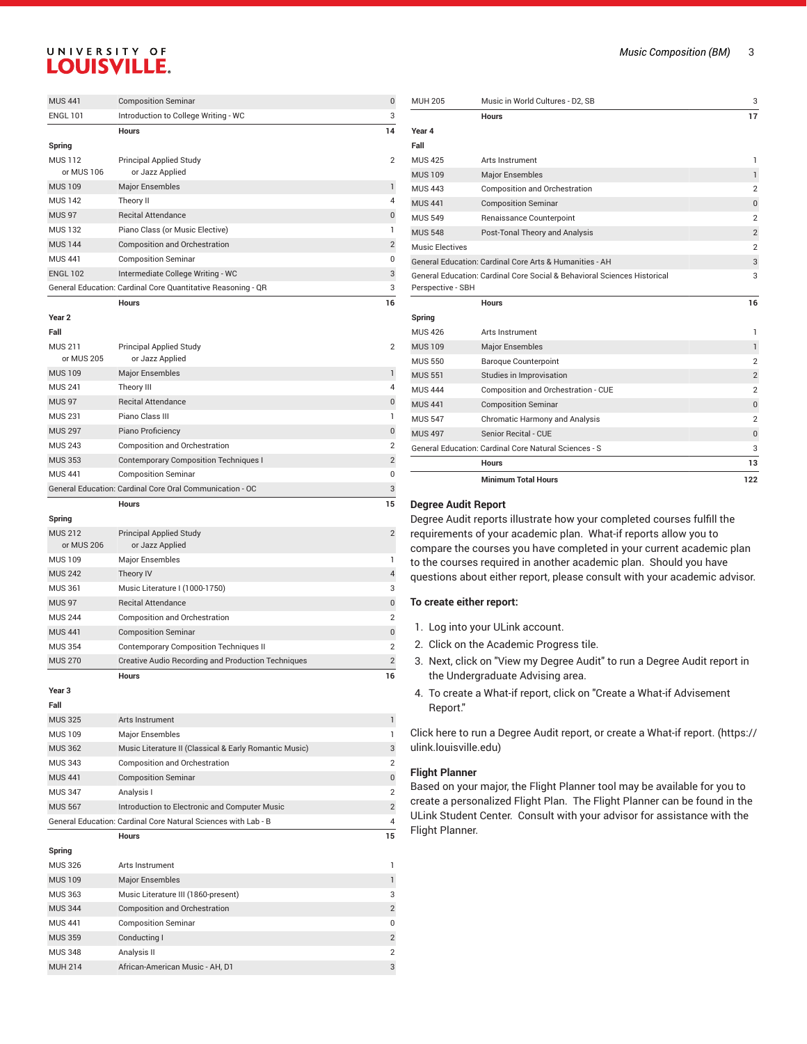| | | |
|---|---|---|
| MUS 441 | Composition Seminar | 0 |
| ENGL 101 | Introduction to College Writing - WC | 3 |
| | Hours | 14 |
| **Spring** | | |
| MUS 112 or MUS 106 | Principal Applied Study or Jazz Applied | 2 |
| MUS 109 | Major Ensembles | 1 |
| MUS 142 | Theory II | 4 |
| MUS 97 | Recital Attendance | 0 |
| MUS 132 | Piano Class (or Music Elective) | 1 |
| MUS 144 | Composition and Orchestration | 2 |
| MUS 441 | Composition Seminar | 0 |
| ENGL 102 | Intermediate College Writing - WC | 3 |
| General Education: Cardinal Core Quantitative Reasoning - QR | | 3 |
| | Hours | 16 |
| **Year 2** | | |
| **Fall** | | |
| MUS 211 or MUS 205 | Principal Applied Study or Jazz Applied | 2 |
| MUS 109 | Major Ensembles | 1 |
| MUS 241 | Theory III | 4 |
| MUS 97 | Recital Attendance | 0 |
| MUS 231 | Piano Class III | 1 |
| MUS 297 | Piano Proficiency | 0 |
| MUS 243 | Composition and Orchestration | 2 |
| MUS 353 | Contemporary Composition Techniques I | 2 |
| MUS 441 | Composition Seminar | 0 |
| General Education: Cardinal Core Oral Communication - OC | | 3 |
| | Hours | 15 |
| **Spring** | | |
| MUS 212 or MUS 206 | Principal Applied Study or Jazz Applied | 2 |
| MUS 109 | Major Ensembles | 1 |
| MUS 242 | Theory IV | 4 |
| MUS 361 | Music Literature I (1000-1750) | 3 |
| MUS 97 | Recital Attendance | 0 |
| MUS 244 | Composition and Orchestration | 2 |
| MUS 441 | Composition Seminar | 0 |
| MUS 354 | Contemporary Composition Techniques II | 2 |
| MUS 270 | Creative Audio Recording and Production Techniques | 2 |
| | Hours | 16 |
| **Year 3** | | |
| **Fall** | | |
| MUS 325 | Arts Instrument | 1 |
| MUS 109 | Major Ensembles | 1 |
| MUS 362 | Music Literature II (Classical & Early Romantic Music) | 3 |
| MUS 343 | Composition and Orchestration | 2 |
| MUS 441 | Composition Seminar | 0 |
| MUS 347 | Analysis I | 2 |
| MUS 567 | Introduction to Electronic and Computer Music | 2 |
| General Education: Cardinal Core Natural Sciences with Lab - B | | 4 |
| | Hours | 15 |
| **Spring** | | |
| MUS 326 | Arts Instrument | 1 |
| MUS 109 | Major Ensembles | 1 |
| MUS 363 | Music Literature III (1860-present) | 3 |
| MUS 344 | Composition and Orchestration | 2 |
| MUS 441 | Composition Seminar | 0 |
| MUS 359 | Conducting I | 2 |
| MUS 348 | Analysis II | 2 |
| MUH 214 | African-American Music - AH, D1 | 3 |
| MUH 205 | Music in World Cultures - D2, SB | 3 |
| | Hours | 17 |
| **Year 4** | | |
| **Fall** | | |
| MUS 425 | Arts Instrument | 1 |
| MUS 109 | Major Ensembles | 1 |
| MUS 443 | Composition and Orchestration | 2 |
| MUS 441 | Composition Seminar | 0 |
| MUS 549 | Renaissance Counterpoint | 2 |
| MUS 548 | Post-Tonal Theory and Analysis | 2 |
| Music Electives | | 2 |
| General Education: Cardinal Core Arts & Humanities - AH | | 3 |
| General Education: Cardinal Core Social & Behavioral Sciences Historical Perspective - SBH | | 3 |
| | Hours | 16 |
| **Spring** | | |
| MUS 426 | Arts Instrument | 1 |
| MUS 109 | Major Ensembles | 1 |
| MUS 550 | Baroque Counterpoint | 2 |
| MUS 551 | Studies in Improvisation | 2 |
| MUS 444 | Composition and Orchestration - CUE | 2 |
| MUS 441 | Composition Seminar | 0 |
| MUS 547 | Chromatic Harmony and Analysis | 2 |
| MUS 497 | Senior Recital - CUE | 0 |
| General Education: Cardinal Core Natural Sciences - S | | 3 |
| | Hours | 13 |
| | Minimum Total Hours | 122 |

## Degree Audit Report

Degree Audit reports illustrate how your completed courses fulfill the requirements of your academic plan. What-if reports allow you to compare the courses you have completed in your current academic plan to the courses required in another academic plan. Should you have questions about either report, please consult with your academic advisor.

**To create either report:**

1. Log into your ULink account.
2. Click on the Academic Progress tile.
3. Next, click on "View my Degree Audit" to run a Degree Audit report in the Undergraduate Advising area.
4. To create a What-if report, click on "Create a What-if Advisement Report."

Click here to run a Degree Audit report, or create a What-if report. (https://ulink.louisville.edu)

## Flight Planner

Based on your major, the Flight Planner tool may be available for you to create a personalized Flight Plan. The Flight Planner can be found in the ULink Student Center. Consult with your advisor for assistance with the Flight Planner.